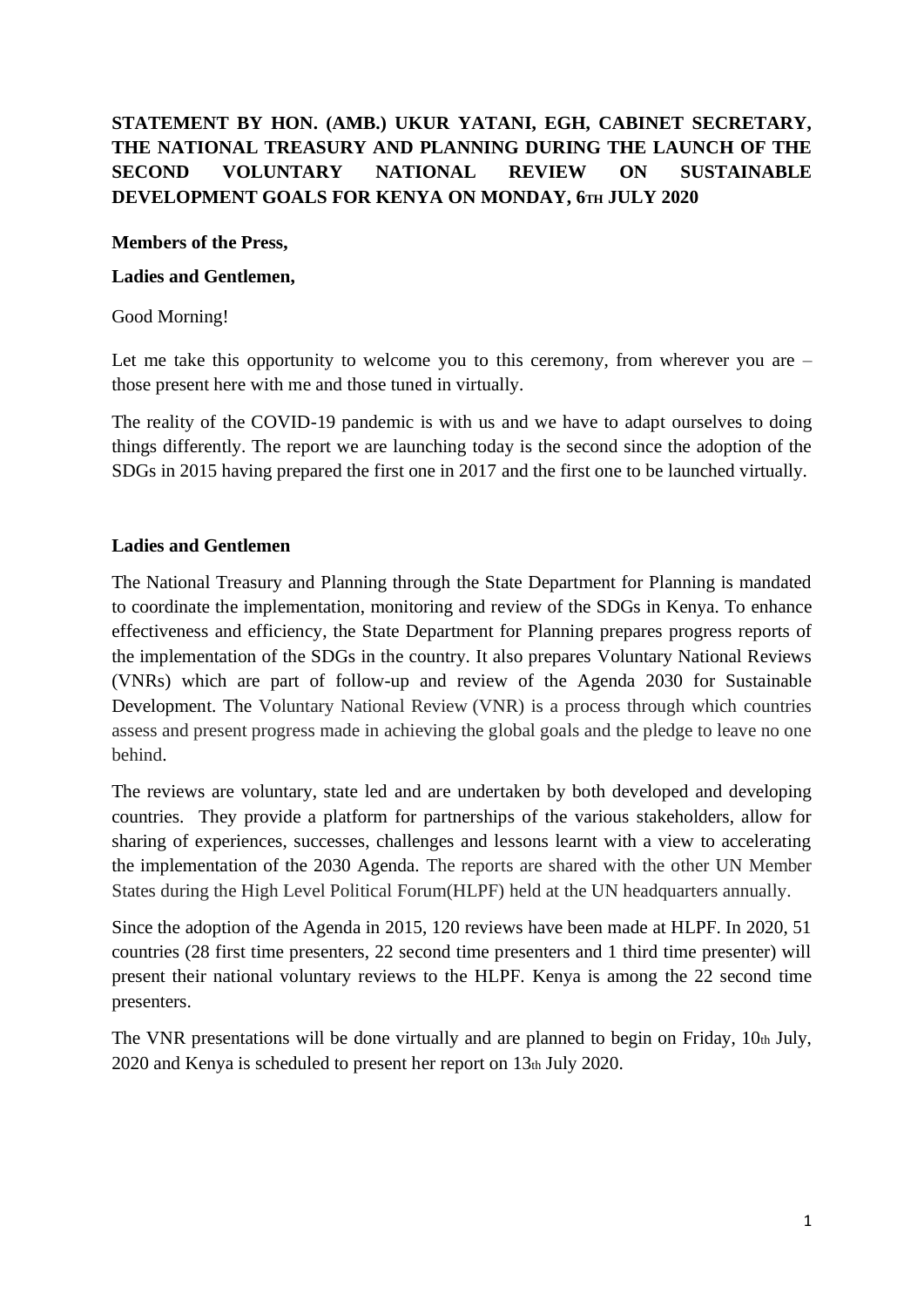**STATEMENT BY HON. (AMB.) UKUR YATANI, EGH, CABINET SECRETARY, THE NATIONAL TREASURY AND PLANNING DURING THE LAUNCH OF THE SECOND VOLUNTARY NATIONAL REVIEW ON SUSTAINABLE DEVELOPMENT GOALS FOR KENYA ON MONDAY, 6TH JULY 2020**

**Members of the Press,**

**Ladies and Gentlemen,**

Good Morning!

Let me take this opportunity to welcome you to this ceremony, from wherever you are – those present here with me and those tuned in virtually.

The reality of the COVID-19 pandemic is with us and we have to adapt ourselves to doing things differently. The report we are launching today is the second since the adoption of the SDGs in 2015 having prepared the first one in 2017 and the first one to be launched virtually.

**Ladies and Gentlemen**

The National Treasury and Planning through the State Department for Planning is mandated to coordinate the implementation, monitoring and review of the SDGs in Kenya. To enhance effectiveness and efficiency, the State Department for Planning prepares progress reports of the implementation of the SDGs in the country. It also prepares Voluntary National Reviews (VNRs) which are part of follow-up and review of the Agenda 2030 for Sustainable Development. The Voluntary National Review (VNR) is a process through which countries assess and present progress made in achieving the global goals and the pledge to leave no one behind.

The reviews are voluntary, state led and are undertaken by both developed and developing countries. They provide a platform for partnerships of the various stakeholders, allow for sharing of experiences, successes, challenges and lessons learnt with a view to accelerating the implementation of the 2030 Agenda. The reports are shared with the other UN Member States during the High Level Political Forum(HLPF) held at the UN headquarters annually.

Since the adoption of the Agenda in 2015, 120 reviews have been made at HLPF. In 2020, 51 countries (28 first time presenters, 22 second time presenters and 1 third time presenter) will present their national voluntary reviews to the HLPF. Kenya is among the 22 second time presenters.

The VNR presentations will be done virtually and are planned to begin on Friday, 10th July, 2020 and Kenya is scheduled to present her report on 13th July 2020.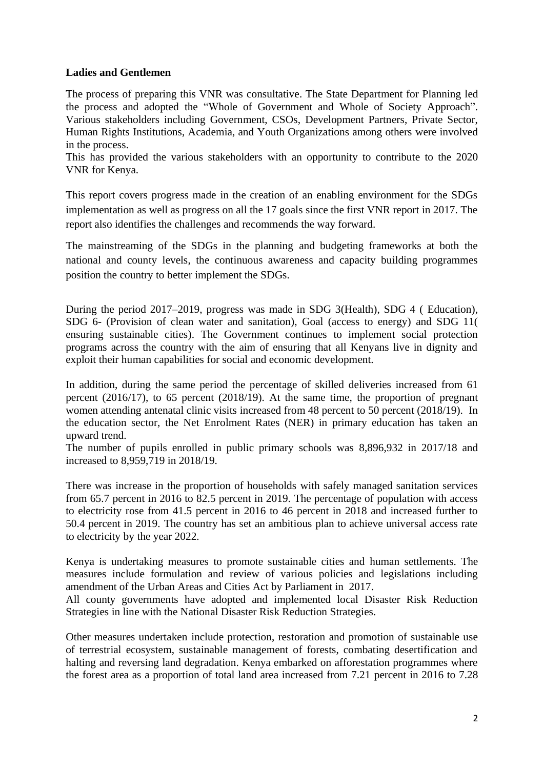**Ladies and Gentlemen**

The process of preparing this VNR was consultative. The State Department for Planning led the process and adopted the "Whole of Government and Whole of Society Approach". Various stakeholders including Government, CSOs, Development Partners, Private Sector, Human Rights Institutions, Academia, and Youth Organizations among others were involved in the process.
This has provided the various stakeholders with an opportunity to contribute to the 2020 VNR for Kenya.

This report covers progress made in the creation of an enabling environment for the SDGs implementation as well as progress on all the 17 goals since the first VNR report in 2017. The report also identifies the challenges and recommends the way forward.

The mainstreaming of the SDGs in the planning and budgeting frameworks at both the national and county levels, the continuous awareness and capacity building programmes position the country to better implement the SDGs.

During the period 2017–2019, progress was made in SDG 3(Health), SDG 4 ( Education), SDG 6- (Provision of clean water and sanitation), Goal (access to energy) and SDG 11( ensuring sustainable cities). The Government continues to implement social protection programs across the country with the aim of ensuring that all Kenyans live in dignity and exploit their human capabilities for social and economic development.

In addition, during the same period the percentage of skilled deliveries increased from 61 percent (2016/17), to 65 percent (2018/19). At the same time, the proportion of pregnant women attending antenatal clinic visits increased from 48 percent to 50 percent (2018/19). In the education sector, the Net Enrolment Rates (NER) in primary education has taken an upward trend.
The number of pupils enrolled in public primary schools was 8,896,932 in 2017/18 and increased to 8,959,719 in 2018/19.

There was increase in the proportion of households with safely managed sanitation services from 65.7 percent in 2016 to 82.5 percent in 2019. The percentage of population with access to electricity rose from 41.5 percent in 2016 to 46 percent in 2018 and increased further to 50.4 percent in 2019. The country has set an ambitious plan to achieve universal access rate to electricity by the year 2022.

Kenya is undertaking measures to promote sustainable cities and human settlements. The measures include formulation and review of various policies and legislations including amendment of the Urban Areas and Cities Act by Parliament in 2017.
All county governments have adopted and implemented local Disaster Risk Reduction Strategies in line with the National Disaster Risk Reduction Strategies.

Other measures undertaken include protection, restoration and promotion of sustainable use of terrestrial ecosystem, sustainable management of forests, combating desertification and halting and reversing land degradation. Kenya embarked on afforestation programmes where the forest area as a proportion of total land area increased from 7.21 percent in 2016 to 7.28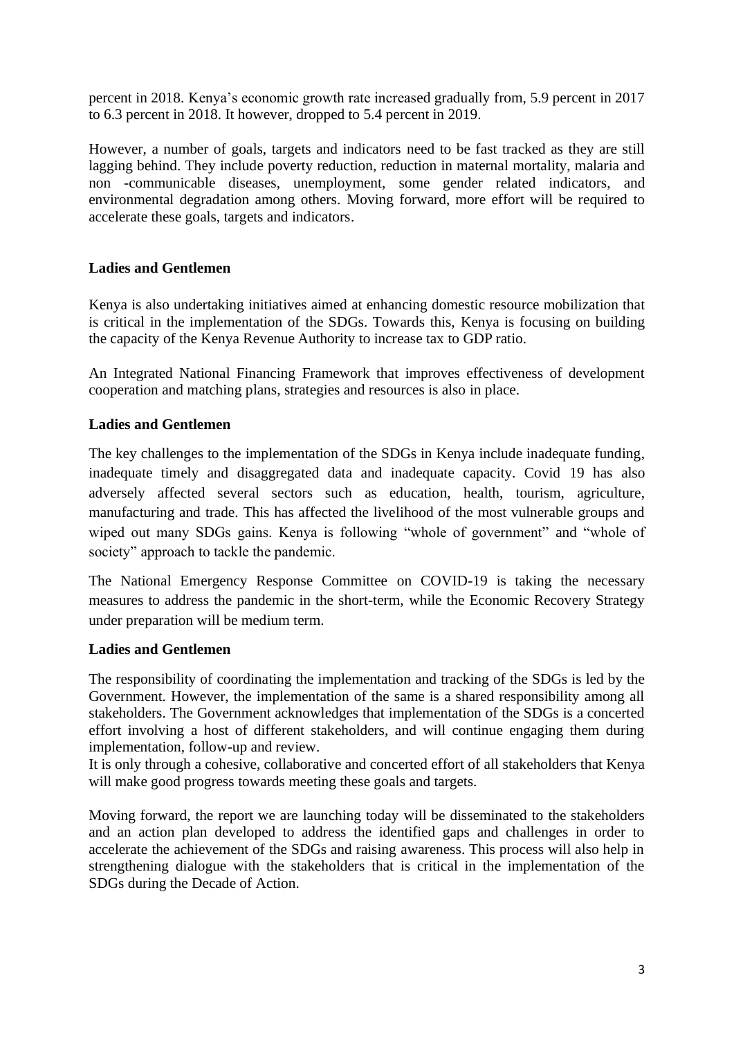percent in 2018. Kenya's economic growth rate increased gradually from, 5.9 percent in 2017 to 6.3 percent in 2018. It however, dropped to 5.4 percent in 2019.

However, a number of goals, targets and indicators need to be fast tracked as they are still lagging behind. They include poverty reduction, reduction in maternal mortality, malaria and non -communicable diseases, unemployment, some gender related indicators, and environmental degradation among others. Moving forward, more effort will be required to accelerate these goals, targets and indicators.

**Ladies and Gentlemen**

Kenya is also undertaking initiatives aimed at enhancing domestic resource mobilization that is critical in the implementation of the SDGs. Towards this, Kenya is focusing on building the capacity of the Kenya Revenue Authority to increase tax to GDP ratio.

An Integrated National Financing Framework that improves effectiveness of development cooperation and matching plans, strategies and resources is also in place.

**Ladies and Gentlemen**

The key challenges to the implementation of the SDGs in Kenya include inadequate funding, inadequate timely and disaggregated data and inadequate capacity. Covid 19 has also adversely affected several sectors such as education, health, tourism, agriculture, manufacturing and trade. This has affected the livelihood of the most vulnerable groups and wiped out many SDGs gains. Kenya is following "whole of government" and "whole of society" approach to tackle the pandemic.

The National Emergency Response Committee on COVID-19 is taking the necessary measures to address the pandemic in the short-term, while the Economic Recovery Strategy under preparation will be medium term.

**Ladies and Gentlemen**

The responsibility of coordinating the implementation and tracking of the SDGs is led by the Government. However, the implementation of the same is a shared responsibility among all stakeholders. The Government acknowledges that implementation of the SDGs is a concerted effort involving a host of different stakeholders, and will continue engaging them during implementation, follow-up and review.

It is only through a cohesive, collaborative and concerted effort of all stakeholders that Kenya will make good progress towards meeting these goals and targets.

Moving forward, the report we are launching today will be disseminated to the stakeholders and an action plan developed to address the identified gaps and challenges in order to accelerate the achievement of the SDGs and raising awareness. This process will also help in strengthening dialogue with the stakeholders that is critical in the implementation of the SDGs during the Decade of Action.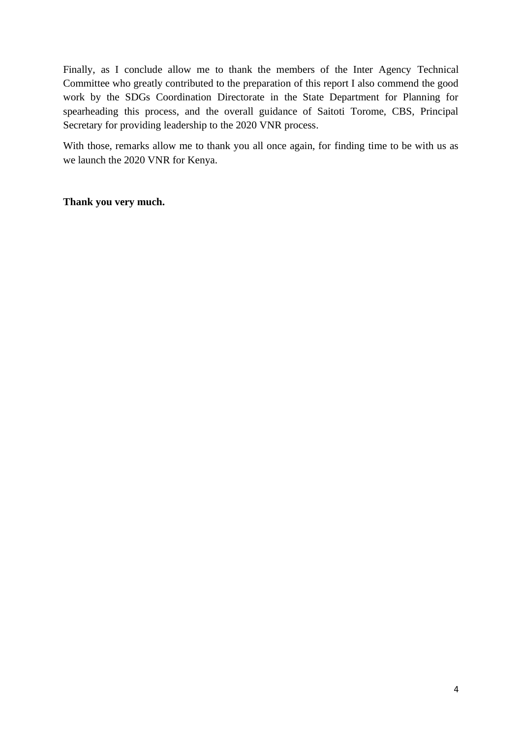Finally, as I conclude allow me to thank the members of the Inter Agency Technical Committee who greatly contributed to the preparation of this report I also commend the good work by the SDGs Coordination Directorate in the State Department for Planning for spearheading this process, and the overall guidance of Saitoti Torome, CBS, Principal Secretary for providing leadership to the 2020 VNR process.

With those, remarks allow me to thank you all once again, for finding time to be with us as we launch the 2020 VNR for Kenya.

**Thank you very much.**